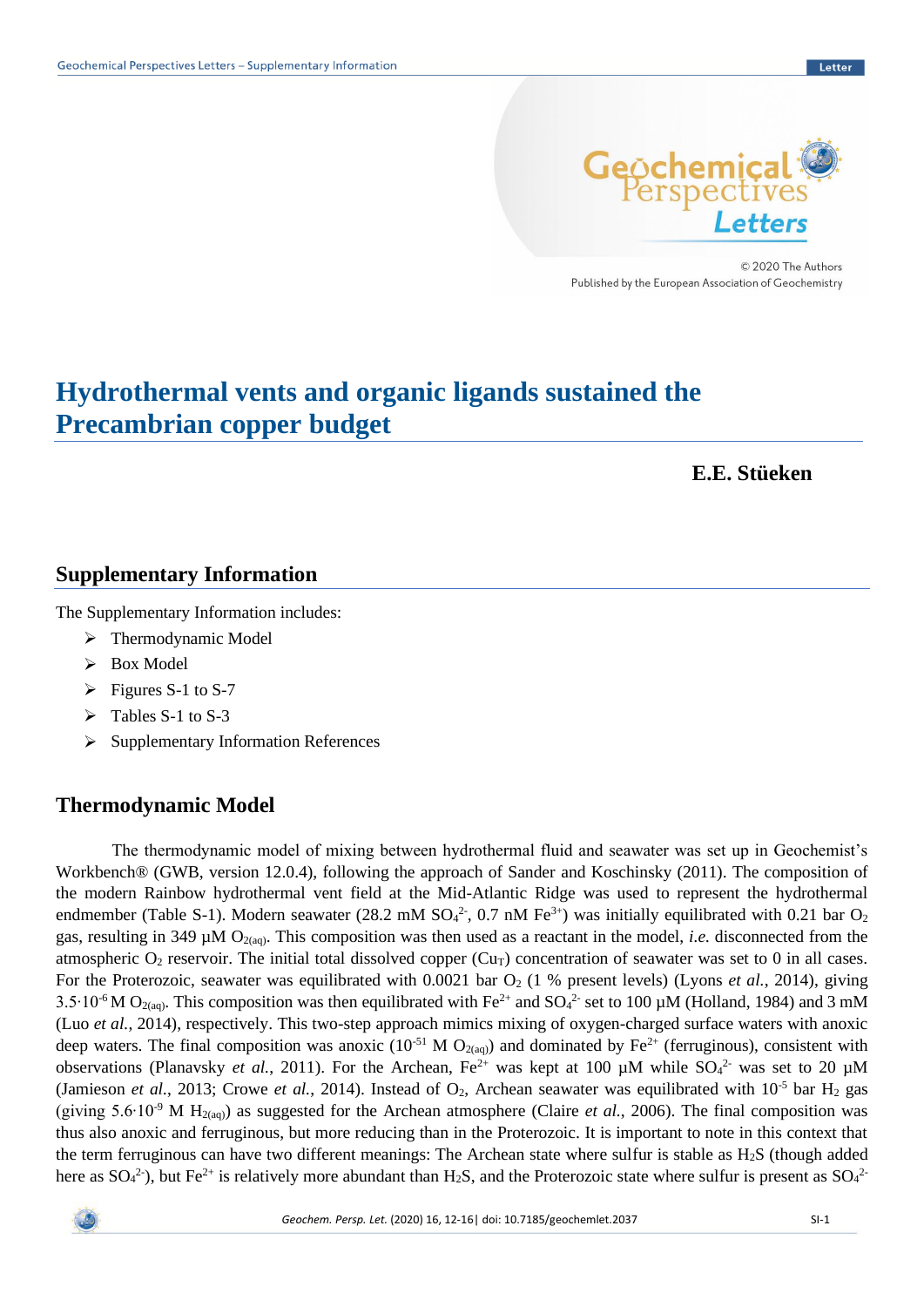# Hydrothermal vents and organic ligands sustained the Precambrian copper budget

**E.E. Stüeken**

## Supplementary Information

The Supplementary Information includes:

- Thermodynamic Model
- Box Model
- Figures S-1 to S-7
- Tables S-1 to S-3
- Supplementary Information References

## Thermodynamic Model

The thermodynamic model of mixing between hydrothermal fluid and seawater was set up in Geochemist's Workbench® (GWB, version 12.0.4), following the approach of Sander and Koschinsky (2011). The composition of the modern Rainbow hydrothermal vent field at the Mid-Atlantic Ridge was used to represent the hydrothermal endmember (Table S-1). Modern seawater (28.2 mM $SO_4^{2-}$, 0.7 nM $Fe^{3+}$) was initially equilibrated with 0.21 bar $O_2$ gas, resulting in 349 µM $O_{2(aq)}$. This composition was then used as a reactant in the model, *i.e.* disconnected from the atmospheric $O_2$ reservoir. The initial total dissolved copper ($Cu_T$) concentration of seawater was set to 0 in all cases. For the Proterozoic, seawater was equilibrated with 0.0021 bar $O_2$ (1 % present levels) (Lyons *et al.*, 2014), giving $3.5 \cdot 10^{-6}$ M $O_{2(aq)}$. This composition was then equilibrated with $Fe^{2+}$ and $SO_4^{2-}$ set to 100 µM (Holland, 1984) and 3 mM (Luo *et al.*, 2014), respectively. This two-step approach mimics mixing of oxygen-charged surface waters with anoxic deep waters. The final composition was anoxic ($10^{-51}$ M $O_{2(aq)}$) and dominated by $Fe^{2+}$ (ferruginous), consistent with observations (Planavsky *et al.*, 2011). For the Archean, $Fe^{2+}$ was kept at 100 µM while $SO_4^{2-}$ was set to 20 µM (Jamieson *et al.*, 2013; Crowe *et al.*, 2014). Instead of $O_2$, Archean seawater was equilibrated with $10^{-5}$ bar $H_2$ gas (giving $5.6 \cdot 10^{-9}$ M $H_{2(aq)}$) as suggested for the Archean atmosphere (Claire *et al.*, 2006). The final composition was thus also anoxic and ferruginous, but more reducing than in the Proterozoic. It is important to note in this context that the term ferruginous can have two different meanings: The Archean state where sulfur is stable as $H_2S$ (though added here as $SO_4^{2-}$), but $Fe^{2+}$ is relatively more abundant than $H_2S$, and the Proterozoic state where sulfur is present as $SO_4^{2-}$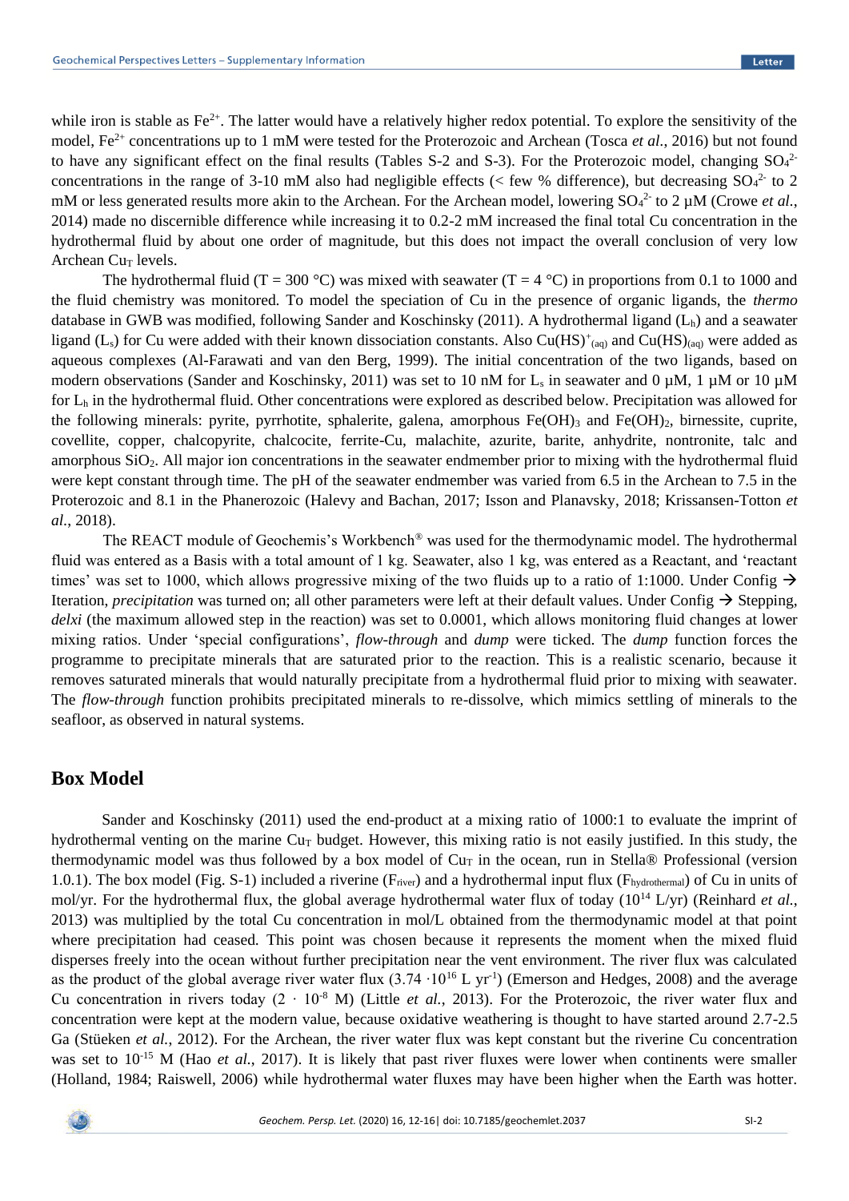while iron is stable as $Fe^{2+}$. The latter would have a relatively higher redox potential. To explore the sensitivity of the model, $Fe^{2+}$ concentrations up to 1 mM were tested for the Proterozoic and Archean (Tosca *et al.*, 2016) but not found to have any significant effect on the final results (Tables S-2 and S-3). For the Proterozoic model, changing $SO_4^{2-}$ concentrations in the range of 3-10 mM also had negligible effects (< few % difference), but decreasing $SO_4^{2-}$ to 2 mM or less generated results more akin to the Archean. For the Archean model, lowering $SO_4^{2-}$ to 2 µM (Crowe *et al.*, 2014) made no discernible difference while increasing it to 0.2-2 mM increased the final total Cu concentration in the hydrothermal fluid by about one order of magnitude, but this does not impact the overall conclusion of very low Archean $Cu_T$ levels.

The hydrothermal fluid (T = 300 °C) was mixed with seawater (T = 4 °C) in proportions from 0.1 to 1000 and the fluid chemistry was monitored. To model the speciation of Cu in the presence of organic ligands, the *thermo* database in GWB was modified, following Sander and Koschinsky (2011). A hydrothermal ligand ($L_h$) and a seawater ligand ($L_s$) for Cu were added with their known dissociation constants. Also $Cu(HS)^+_{(aq)}$ and $Cu(HS)_{(aq)}$ were added as aqueous complexes (Al-Farawati and van den Berg, 1999). The initial concentration of the two ligands, based on modern observations (Sander and Koschinsky, 2011) was set to 10 nM for $L_s$ in seawater and 0 µM, 1 µM or 10 µM for $L_h$ in the hydrothermal fluid. Other concentrations were explored as described below. Precipitation was allowed for the following minerals: pyrite, pyrrhotite, sphalerite, galena, amorphous $Fe(OH)_3$ and $Fe(OH)_2$, birnessite, cuprite, covellite, copper, chalcopyrite, chalcocite, ferrite-Cu, malachite, azurite, barite, anhydrite, nontronite, talc and amorphous $SiO_2$. All major ion concentrations in the seawater endmember prior to mixing with the hydrothermal fluid were kept constant through time. The pH of the seawater endmember was varied from 6.5 in the Archean to 7.5 in the Proterozoic and 8.1 in the Phanerozoic (Halevy and Bachan, 2017; Isson and Planavsky, 2018; Krissansen-Totton *et al.*, 2018).

The REACT module of Geochemis's Workbench® was used for the thermodynamic model. The hydrothermal fluid was entered as a Basis with a total amount of 1 kg. Seawater, also 1 kg, was entered as a Reactant, and 'reactant times' was set to 1000, which allows progressive mixing of the two fluids up to a ratio of 1:1000. Under Config → Iteration, *precipitation* was turned on; all other parameters were left at their default values. Under Config → Stepping, *delxi* (the maximum allowed step in the reaction) was set to 0.0001, which allows monitoring fluid changes at lower mixing ratios. Under 'special configurations', *flow-through* and *dump* were ticked. The *dump* function forces the programme to precipitate minerals that are saturated prior to the reaction. This is a realistic scenario, because it removes saturated minerals that would naturally precipitate from a hydrothermal fluid prior to mixing with seawater. The *flow-through* function prohibits precipitated minerals to re-dissolve, which mimics settling of minerals to the seafloor, as observed in natural systems.

## Box Model

Sander and Koschinsky (2011) used the end-product at a mixing ratio of 1000:1 to evaluate the imprint of hydrothermal venting on the marine $Cu_T$ budget. However, this mixing ratio is not easily justified. In this study, the thermodynamic model was thus followed by a box model of $Cu_T$ in the ocean, run in Stella® Professional (version 1.0.1). The box model (Fig. S-1) included a riverine ($F_{river}$) and a hydrothermal input flux ($F_{hydrothermal}$) of Cu in units of mol/yr. For the hydrothermal flux, the global average hydrothermal water flux of today ($10^{14}$ L/yr) (Reinhard *et al.*, 2013) was multiplied by the total Cu concentration in mol/L obtained from the thermodynamic model at that point where precipitation had ceased. This point was chosen because it represents the moment when the mixed fluid disperses freely into the ocean without further precipitation near the vent environment. The river flux was calculated as the product of the global average river water flux ($3.74 \cdot 10^{16}$ L $yr^{-1}$) (Emerson and Hedges, 2008) and the average Cu concentration in rivers today ($2 \cdot 10^{-8}$ M) (Little *et al.*, 2013). For the Proterozoic, the river water flux and concentration were kept at the modern value, because oxidative weathering is thought to have started around 2.7-2.5 Ga (Stüeken *et al.*, 2012). For the Archean, the river water flux was kept constant but the riverine Cu concentration was set to $10^{-15}$ M (Hao *et al.*, 2017). It is likely that past river fluxes were lower when continents were smaller (Holland, 1984; Raiswell, 2006) while hydrothermal water fluxes may have been higher when the Earth was hotter.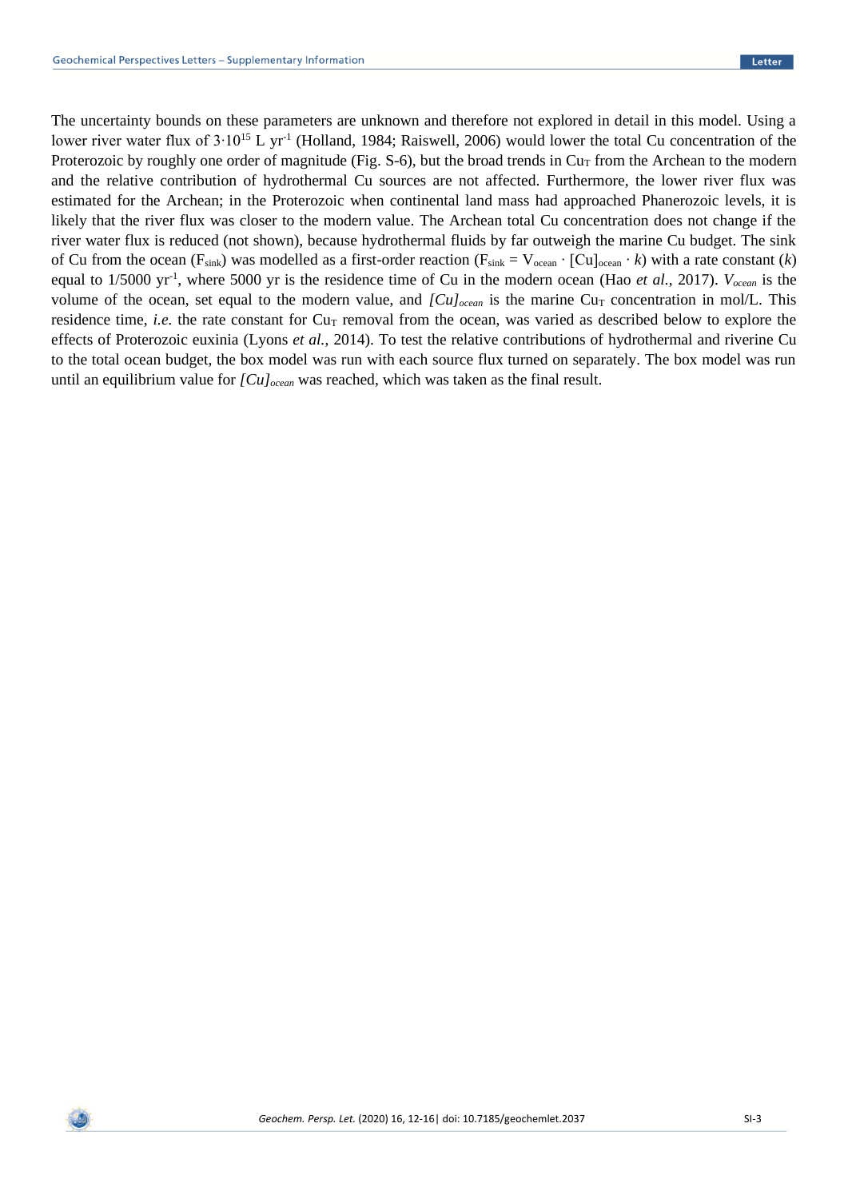The uncertainty bounds on these parameters are unknown and therefore not explored in detail in this model. Using a lower river water flux of $3 \cdot 10^{15}$ L $yr^{-1}$ (Holland, 1984; Raiswell, 2006) would lower the total Cu concentration of the Proterozoic by roughly one order of magnitude (Fig. S-6), but the broad trends in $Cu_T$ from the Archean to the modern and the relative contribution of hydrothermal Cu sources are not affected. Furthermore, the lower river flux was estimated for the Archean; in the Proterozoic when continental land mass had approached Phanerozoic levels, it is likely that the river flux was closer to the modern value. The Archean total Cu concentration does not change if the river water flux is reduced (not shown), because hydrothermal fluids by far outweigh the marine Cu budget. The sink of Cu from the ocean ($F_{sink}$) was modelled as a first-order reaction ($F_{sink} = V_{ocean} \cdot [Cu]_{ocean} \cdot k$) with a rate constant ($k$) equal to 1/5000 $yr^{-1}$, where 5000 yr is the residence time of Cu in the modern ocean (Hao *et al.*, 2017). $V_{ocean}$ is the volume of the ocean, set equal to the modern value, and $[Cu]_{ocean}$ is the marine $Cu_T$ concentration in mol/L. This residence time, *i.e.* the rate constant for $Cu_T$ removal from the ocean, was varied as described below to explore the effects of Proterozoic euxinia (Lyons *et al.*, 2014). To test the relative contributions of hydrothermal and riverine Cu to the total ocean budget, the box model was run with each source flux turned on separately. The box model was run until an equilibrium value for $[Cu]_{ocean}$ was reached, which was taken as the final result.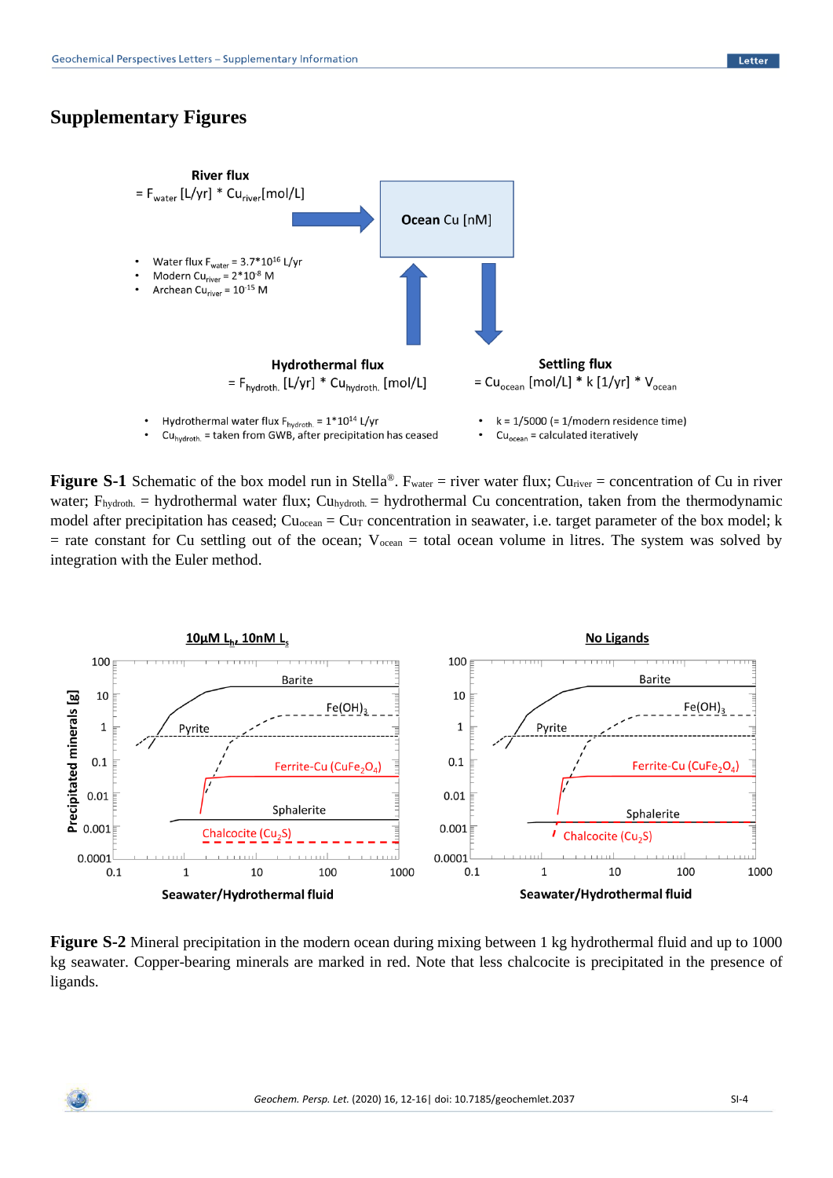## Supplementary Figures

**Figure S-1** Schematic of the box model run in Stella®. $F_{water}$ = river water flux; $Cu_{river}$ = concentration of Cu in river water; $F_{hydroth.}$ = hydrothermal water flux; $Cu_{hydroth.}$ = hydrothermal Cu concentration, taken from the thermodynamic model after precipitation has ceased; $Cu_{ocean}$ = $Cu_T$ concentration in seawater, i.e. target parameter of the box model; k = rate constant for Cu settling out of the ocean; $V_{ocean}$ = total ocean volume in litres. The system was solved by integration with the Euler method.

**Figure S-2** Mineral precipitation in the modern ocean during mixing between 1 kg hydrothermal fluid and up to 1000 kg seawater. Copper-bearing minerals are marked in red. Note that less chalcocite is precipitated in the presence of ligands.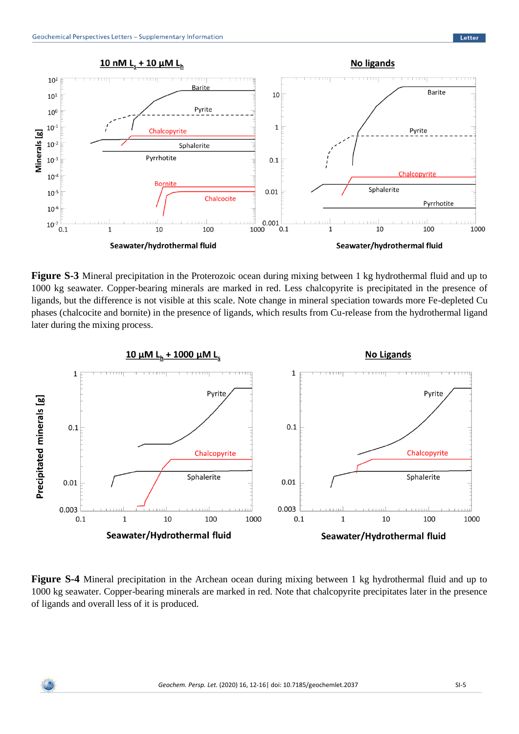**Figure S-3** Mineral precipitation in the Proterozoic ocean during mixing between 1 kg hydrothermal fluid and up to 1000 kg seawater. Copper-bearing minerals are marked in red. Less chalcopyrite is precipitated in the presence of ligands, but the difference is not visible at this scale. Note change in mineral speciation towards more Fe-depleted Cu phases (chalcocite and bornite) in the presence of ligands, which results from Cu-release from the hydrothermal ligand later during the mixing process.

**Figure S-4** Mineral precipitation in the Archean ocean during mixing between 1 kg hydrothermal fluid and up to 1000 kg seawater. Copper-bearing minerals are marked in red. Note that chalcopyrite precipitates later in the presence of ligands and overall less of it is produced.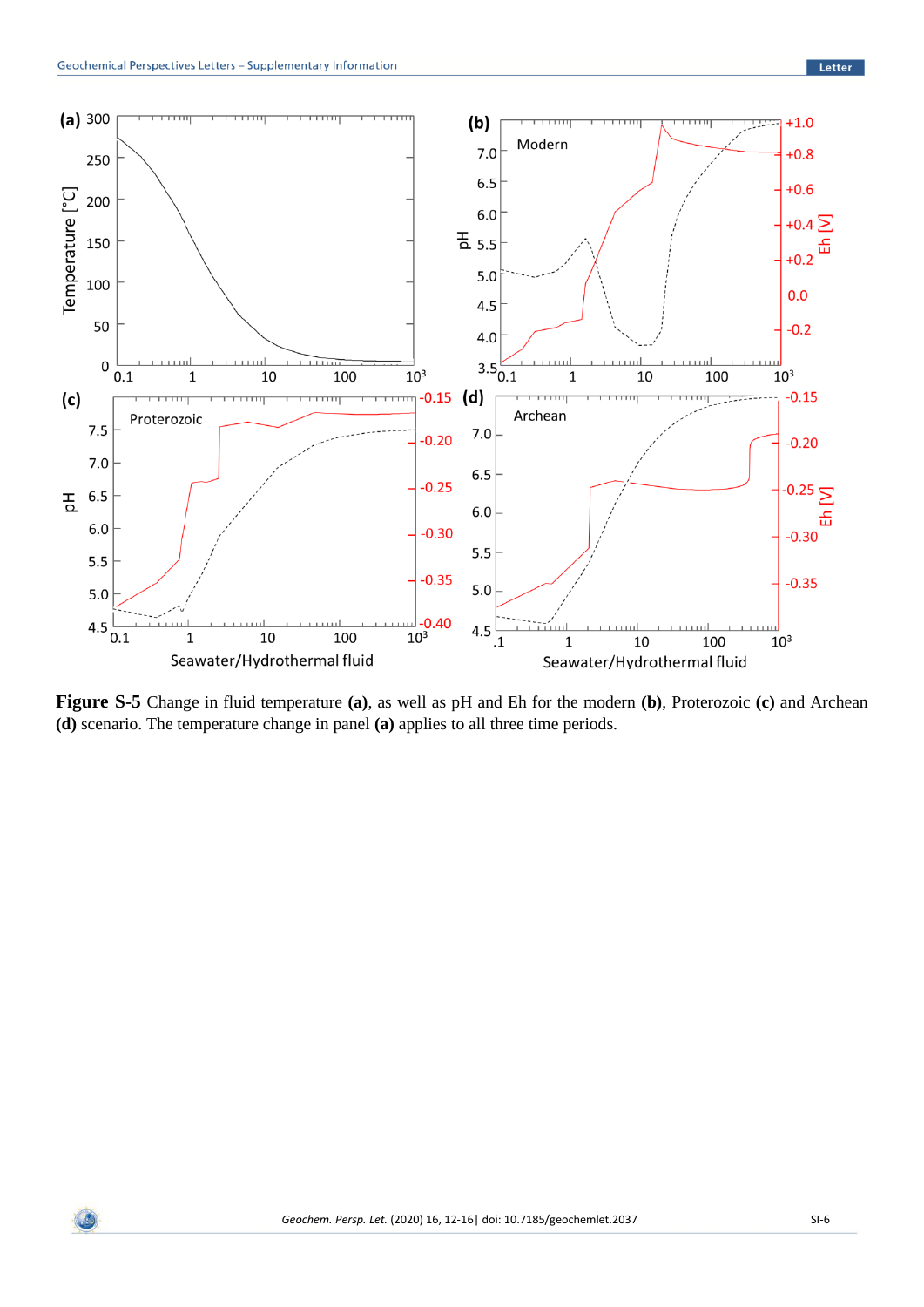**Figure S-5** Change in fluid temperature **(a)**, as well as pH and Eh for the modern **(b)**, Proterozoic **(c)** and Archean **(d)** scenario. The temperature change in panel **(a)** applies to all three time periods.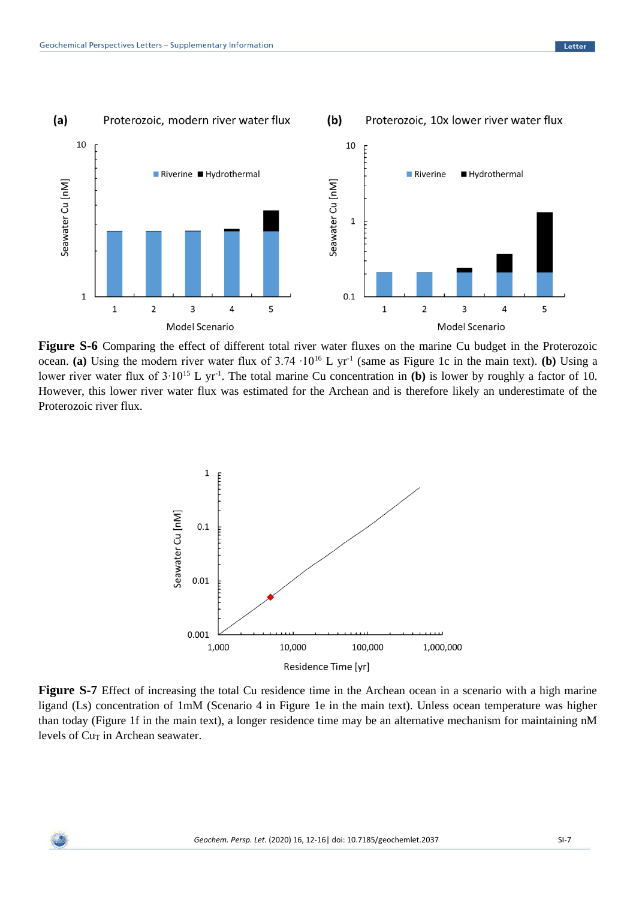**Figure S-6** Comparing the effect of different total river water fluxes on the marine Cu budget in the Proterozoic ocean. **(a)** Using the modern river water flux of $3.74 \cdot 10^{16}$ L $yr^{-1}$ (same as Figure 1c in the main text). **(b)** Using a lower river water flux of $3 \cdot 10^{15}$ L $yr^{-1}$. The total marine Cu concentration in **(b)** is lower by roughly a factor of 10. However, this lower river water flux was estimated for the Archean and is therefore likely an underestimate of the Proterozoic river flux.

**Figure S-7** Effect of increasing the total Cu residence time in the Archean ocean in a scenario with a high marine ligand (Ls) concentration of 1mM (Scenario 4 in Figure 1e in the main text). Unless ocean temperature was higher than today (Figure 1f in the main text), a longer residence time may be an alternative mechanism for maintaining nM levels of $Cu_T$ in Archean seawater.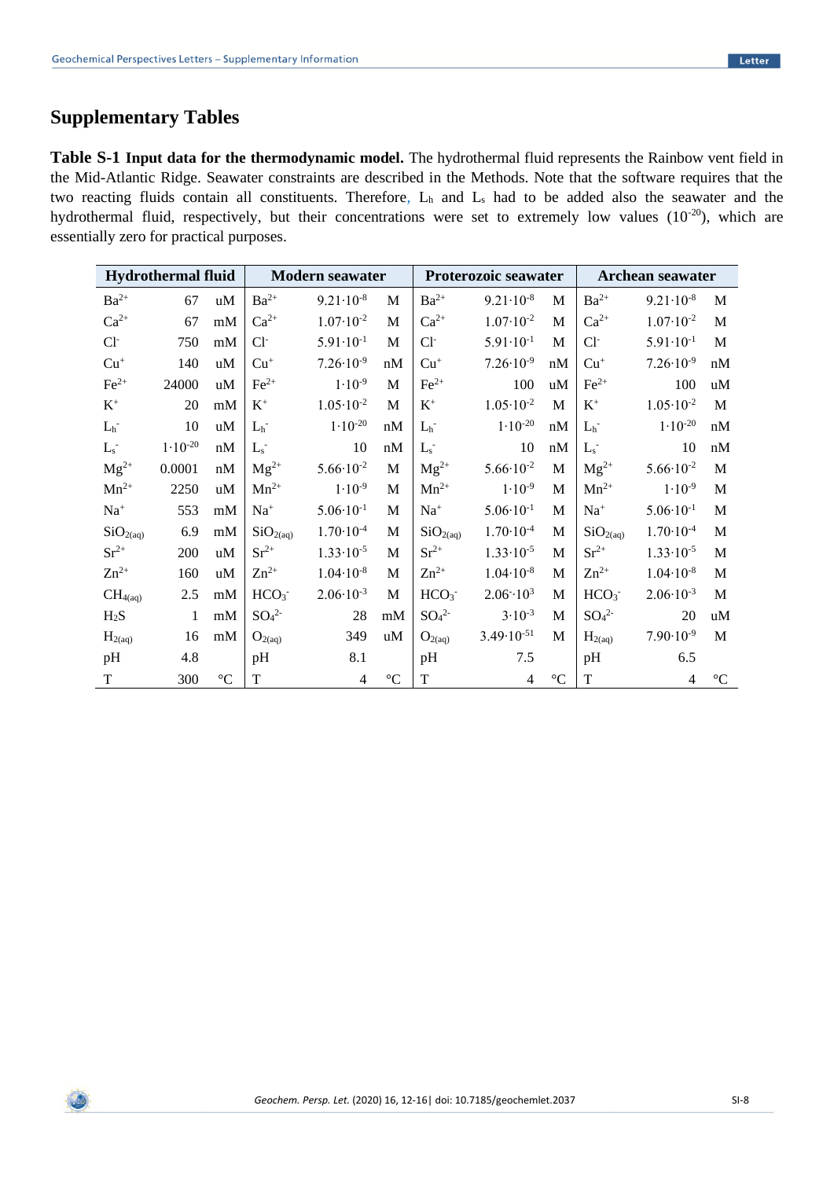## Supplementary Tables

**Table S-1 Input data for the thermodynamic model.** The hydrothermal fluid represents the Rainbow vent field in the Mid-Atlantic Ridge. Seawater constraints are described in the Methods. Note that the software requires that the two reacting fluids contain all constituents. Therefore, $L_h$ and $L_s$ had to be added also the seawater and the hydrothermal fluid, respectively, but their concentrations were set to extremely low values ($10^{-20}$), which are essentially zero for practical purposes.

| Hydrothermal fluid | | | Modern seawater | | | Proterozoic seawater | | | Archean seawater | | |
|---|---|---|---|---|---|---|---|---|---|---|---|
| $Ba^{2+}$ | 67 | uM | $Ba^{2+}$ | $9.21 \cdot 10^{-8}$ | M | $Ba^{2+}$ | $9.21 \cdot 10^{-8}$ | M | $Ba^{2+}$ | $9.21 \cdot 10^{-8}$ | M |
| $Ca^{2+}$ | 67 | mM | $Ca^{2+}$ | $1.07 \cdot 10^{-2}$ | M | $Ca^{2+}$ | $1.07 \cdot 10^{-2}$ | M | $Ca^{2+}$ | $1.07 \cdot 10^{-2}$ | M |
| $Cl^-$ | 750 | mM | $Cl^-$ | $5.91 \cdot 10^{-1}$ | M | $Cl^-$ | $5.91 \cdot 10^{-1}$ | M | $Cl^-$ | $5.91 \cdot 10^{-1}$ | M |
| $Cu^+$ | 140 | uM | $Cu^+$ | $7.26 \cdot 10^{-9}$ | nM | $Cu^+$ | $7.26 \cdot 10^{-9}$ | nM | $Cu^+$ | $7.26 \cdot 10^{-9}$ | nM |
| $Fe^{2+}$ | 24000 | uM | $Fe^{2+}$ | $1 \cdot 10^{-9}$ | M | $Fe^{2+}$ | 100 | uM | $Fe^{2+}$ | 100 | uM |
| $K^+$ | 20 | mM | $K^+$ | $1.05 \cdot 10^{-2}$ | M | $K^+$ | $1.05 \cdot 10^{-2}$ | M | $K^+$ | $1.05 \cdot 10^{-2}$ | M |
| $L_h^-$ | 10 | uM | $L_h^-$ | $1 \cdot 10^{-20}$ | nM | $L_h^-$ | $1 \cdot 10^{-20}$ | nM | $L_h^-$ | $1 \cdot 10^{-20}$ | nM |
| $L_s^-$ | $1 \cdot 10^{-20}$ | nM | $L_s^-$ | 10 | nM | $L_s^-$ | 10 | nM | $L_s^-$ | 10 | nM |
| $Mg^{2+}$ | 0.0001 | nM | $Mg^{2+}$ | $5.66 \cdot 10^{-2}$ | M | $Mg^{2+}$ | $5.66 \cdot 10^{-2}$ | M | $Mg^{2+}$ | $5.66 \cdot 10^{-2}$ | M |
| $Mn^{2+}$ | 2250 | uM | $Mn^{2+}$ | $1 \cdot 10^{-9}$ | M | $Mn^{2+}$ | $1 \cdot 10^{-9}$ | M | $Mn^{2+}$ | $1 \cdot 10^{-9}$ | M |
| $Na^+$ | 553 | mM | $Na^+$ | $5.06 \cdot 10^{-1}$ | M | $Na^+$ | $5.06 \cdot 10^{-1}$ | M | $Na^+$ | $5.06 \cdot 10^{-1}$ | M |
| $SiO_{2(aq)}$ | 6.9 | mM | $SiO_{2(aq)}$ | $1.70 \cdot 10^{-4}$ | M | $SiO_{2(aq)}$ | $1.70 \cdot 10^{-4}$ | M | $SiO_{2(aq)}$ | $1.70 \cdot 10^{-4}$ | M |
| $Sr^{2+}$ | 200 | uM | $Sr^{2+}$ | $1.33 \cdot 10^{-5}$ | M | $Sr^{2+}$ | $1.33 \cdot 10^{-5}$ | M | $Sr^{2+}$ | $1.33 \cdot 10^{-5}$ | M |
| $Zn^{2+}$ | 160 | uM | $Zn^{2+}$ | $1.04 \cdot 10^{-8}$ | M | $Zn^{2+}$ | $1.04 \cdot 10^{-8}$ | M | $Zn^{2+}$ | $1.04 \cdot 10^{-8}$ | M |
| $CH_{4(aq)}$ | 2.5 | mM | $HCO_3^-$ | $2.06 \cdot 10^{-3}$ | M | $HCO_3^-$ | $2.06 \cdot 10^{3}$ | M | $HCO_3^-$ | $2.06 \cdot 10^{-3}$ | M |
| $H_2S$ | 1 | mM | $SO_4^{2-}$ | 28 | mM | $SO_4^{2-}$ | $3 \cdot 10^{-3}$ | M | $SO_4^{2-}$ | 20 | uM |
| $H_{2(aq)}$ | 16 | mM | $O_{2(aq)}$ | 349 | uM | $O_{2(aq)}$ | $3.49 \cdot 10^{-51}$ | M | $H_{2(aq)}$ | $7.90 \cdot 10^{-9}$ | M |
| pH | 4.8 | | pH | 8.1 | | pH | 7.5 | | pH | 6.5 | |
| T | 300 | °C | T | 4 | °C | T | 4 | °C | T | 4 | °C |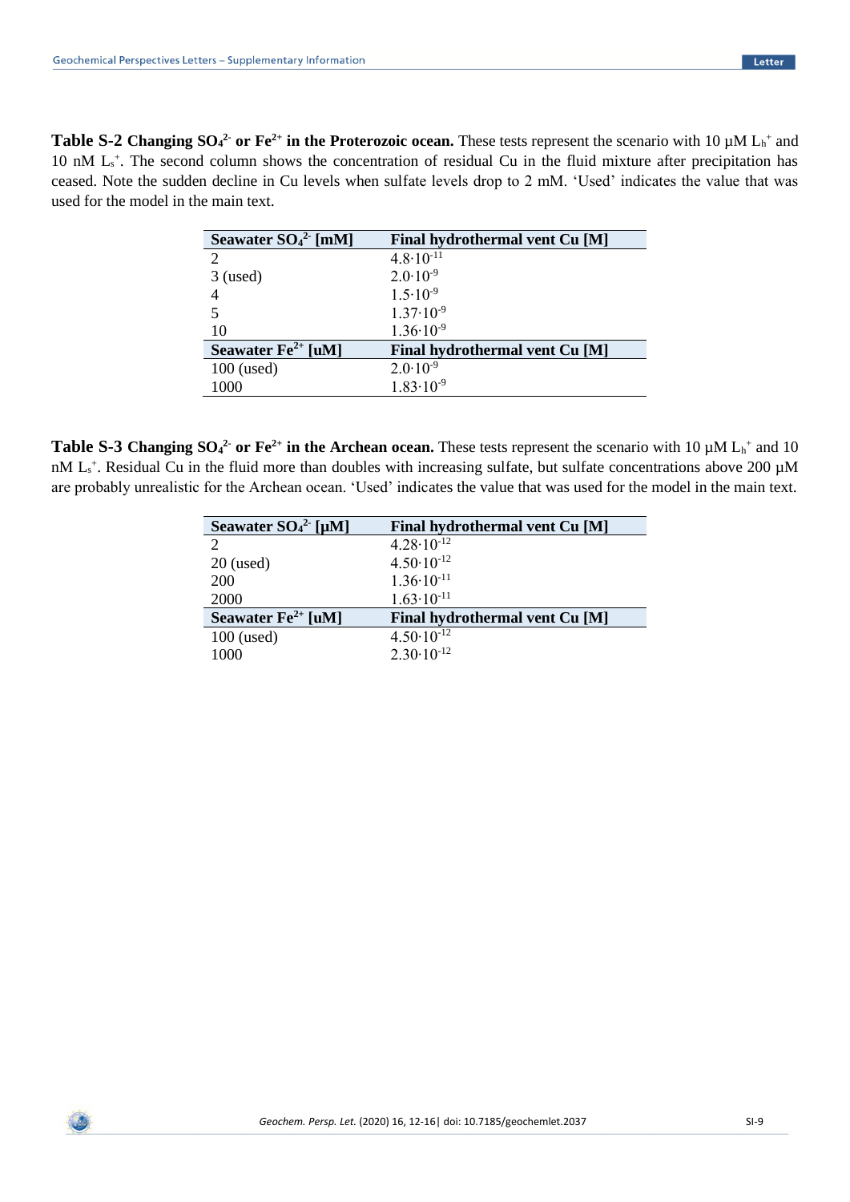**Table S-2 Changing $SO_4^{2-}$ or $Fe^{2+}$ in the Proterozoic ocean.** These tests represent the scenario with 10 µM $L_h^+$ and 10 nM $L_s^+$. The second column shows the concentration of residual Cu in the fluid mixture after precipitation has ceased. Note the sudden decline in Cu levels when sulfate levels drop to 2 mM. 'Used' indicates the value that was used for the model in the main text.

| Seawater $SO_4^{2-}$ [mM] | Final hydrothermal vent Cu [M] |
|---|---|
| 2 | $4.8 \cdot 10^{-11}$ |
| 3 (used) | $2.0 \cdot 10^{-9}$ |
| 4 | $1.5 \cdot 10^{-9}$ |
| 5 | $1.37 \cdot 10^{-9}$ |
| 10 | $1.36 \cdot 10^{-9}$ |
| **Seawater $Fe^{2+}$ [uM]** | **Final hydrothermal vent Cu [M]** |
| 100 (used) | $2.0 \cdot 10^{-9}$ |
| 1000 | $1.83 \cdot 10^{-9}$ |

**Table S-3 Changing $SO_4^{2-}$ or $Fe^{2+}$ in the Archean ocean.** These tests represent the scenario with 10 µM $L_h^+$ and 10 nM $L_s^+$. Residual Cu in the fluid more than doubles with increasing sulfate, but sulfate concentrations above 200 µM are probably unrealistic for the Archean ocean. 'Used' indicates the value that was used for the model in the main text.

| Seawater $SO_4^{2-}$ [µM] | Final hydrothermal vent Cu [M] |
|---|---|
| 2 | $4.28 \cdot 10^{-12}$ |
| 20 (used) | $4.50 \cdot 10^{-12}$ |
| 200 | $1.36 \cdot 10^{-11}$ |
| 2000 | $1.63 \cdot 10^{-11}$ |
| **Seawater $Fe^{2+}$ [uM]** | **Final hydrothermal vent Cu [M]** |
| 100 (used) | $4.50 \cdot 10^{-12}$ |
| 1000 | $2.30 \cdot 10^{-12}$ |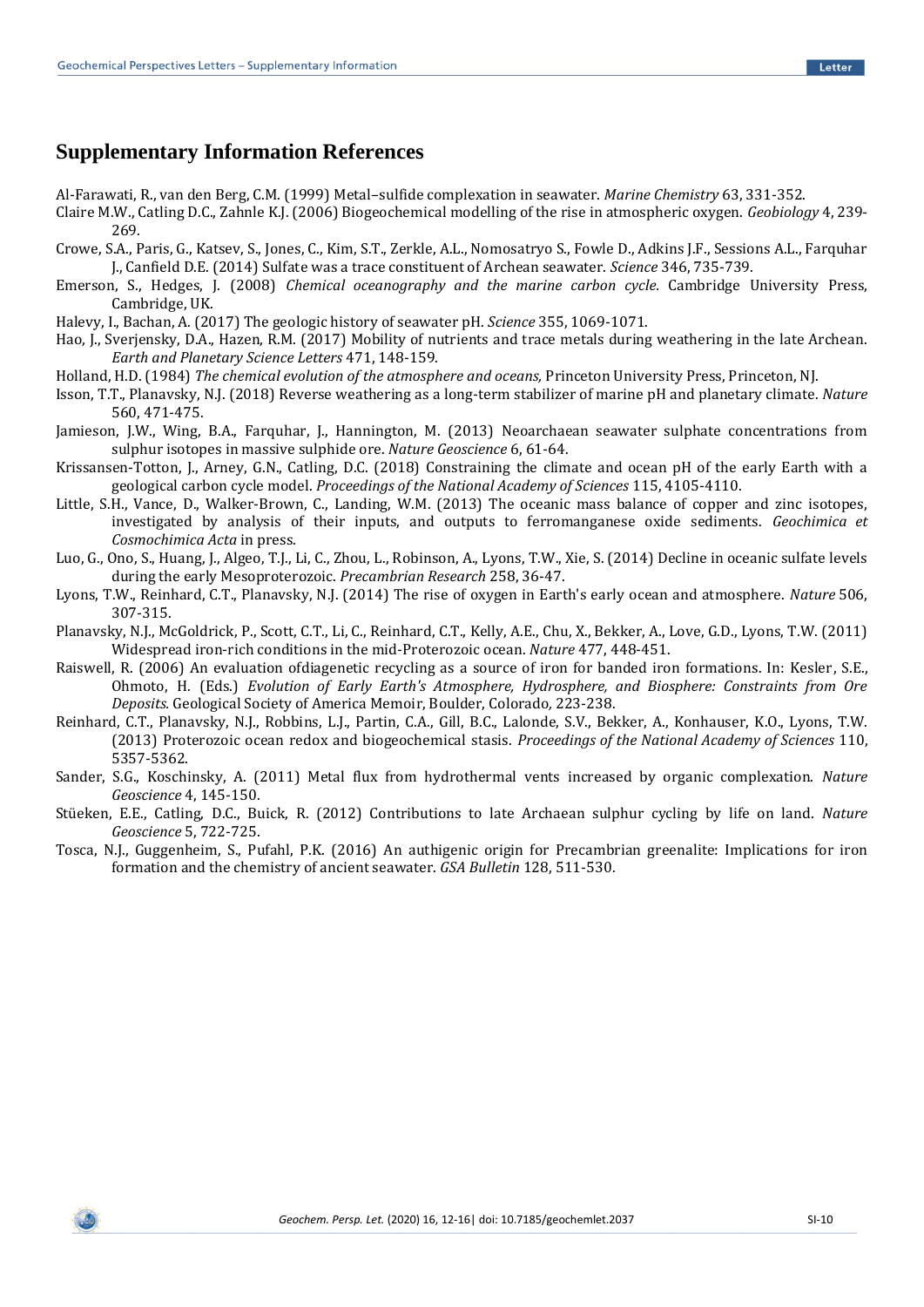## Supplementary Information References

Al-Farawati, R., van den Berg, C.M. (1999) Metal–sulfide complexation in seawater. *Marine Chemistry* 63, 331-352.

Claire M.W., Catling D.C., Zahnle K.J. (2006) Biogeochemical modelling of the rise in atmospheric oxygen. *Geobiology* 4, 239-269.

Crowe, S.A., Paris, G., Katsev, S., Jones, C., Kim, S.T., Zerkle, A.L., Nomosatryo S., Fowle D., Adkins J.F., Sessions A.L., Farquhar J., Canfield D.E. (2014) Sulfate was a trace constituent of Archean seawater. *Science* 346, 735-739.

Emerson, S., Hedges, J. (2008) *Chemical oceanography and the marine carbon cycle.* Cambridge University Press, Cambridge, UK.

Halevy, I., Bachan, A. (2017) The geologic history of seawater pH. *Science* 355, 1069-1071.

Hao, J., Sverjensky, D.A., Hazen, R.M. (2017) Mobility of nutrients and trace metals during weathering in the late Archean. *Earth and Planetary Science Letters* 471, 148-159.

Holland, H.D. (1984) *The chemical evolution of the atmosphere and oceans,* Princeton University Press, Princeton, NJ.

Isson, T.T., Planavsky, N.J. (2018) Reverse weathering as a long-term stabilizer of marine pH and planetary climate. *Nature* 560, 471-475.

Jamieson, J.W., Wing, B.A., Farquhar, J., Hannington, M. (2013) Neoarchaean seawater sulphate concentrations from sulphur isotopes in massive sulphide ore. *Nature Geoscience* 6, 61-64.

Krissansen-Totton, J., Arney, G.N., Catling, D.C. (2018) Constraining the climate and ocean pH of the early Earth with a geological carbon cycle model. *Proceedings of the National Academy of Sciences* 115, 4105-4110.

Little, S.H., Vance, D., Walker-Brown, C., Landing, W.M. (2013) The oceanic mass balance of copper and zinc isotopes, investigated by analysis of their inputs, and outputs to ferromanganese oxide sediments. *Geochimica et Cosmochimica Acta* in press.

Luo, G., Ono, S., Huang, J., Algeo, T.J., Li, C., Zhou, L., Robinson, A., Lyons, T.W., Xie, S. (2014) Decline in oceanic sulfate levels during the early Mesoproterozoic. *Precambrian Research* 258, 36-47.

Lyons, T.W., Reinhard, C.T., Planavsky, N.J. (2014) The rise of oxygen in Earth's early ocean and atmosphere. *Nature* 506, 307-315.

Planavsky, N.J., McGoldrick, P., Scott, C.T., Li, C., Reinhard, C.T., Kelly, A.E., Chu, X., Bekker, A., Love, G.D., Lyons, T.W. (2011) Widespread iron-rich conditions in the mid-Proterozoic ocean. *Nature* 477, 448-451.

Raiswell, R. (2006) An evaluation ofdiagenetic recycling as a source of iron for banded iron formations. In: Kesler, S.E., Ohmoto, H. (Eds.) *Evolution of Early Earth's Atmosphere, Hydrosphere, and Biosphere: Constraints from Ore Deposits.* Geological Society of America Memoir, Boulder, Colorado, 223-238.

Reinhard, C.T., Planavsky, N.J., Robbins, L.J., Partin, C.A., Gill, B.C., Lalonde, S.V., Bekker, A., Konhauser, K.O., Lyons, T.W. (2013) Proterozoic ocean redox and biogeochemical stasis. *Proceedings of the National Academy of Sciences* 110, 5357-5362.

Sander, S.G., Koschinsky, A. (2011) Metal flux from hydrothermal vents increased by organic complexation. *Nature Geoscience* 4, 145-150.

Stüeken, E.E., Catling, D.C., Buick, R. (2012) Contributions to late Archaean sulphur cycling by life on land. *Nature Geoscience* 5, 722-725.

Tosca, N.J., Guggenheim, S., Pufahl, P.K. (2016) An authigenic origin for Precambrian greenalite: Implications for iron formation and the chemistry of ancient seawater. *GSA Bulletin* 128, 511-530.